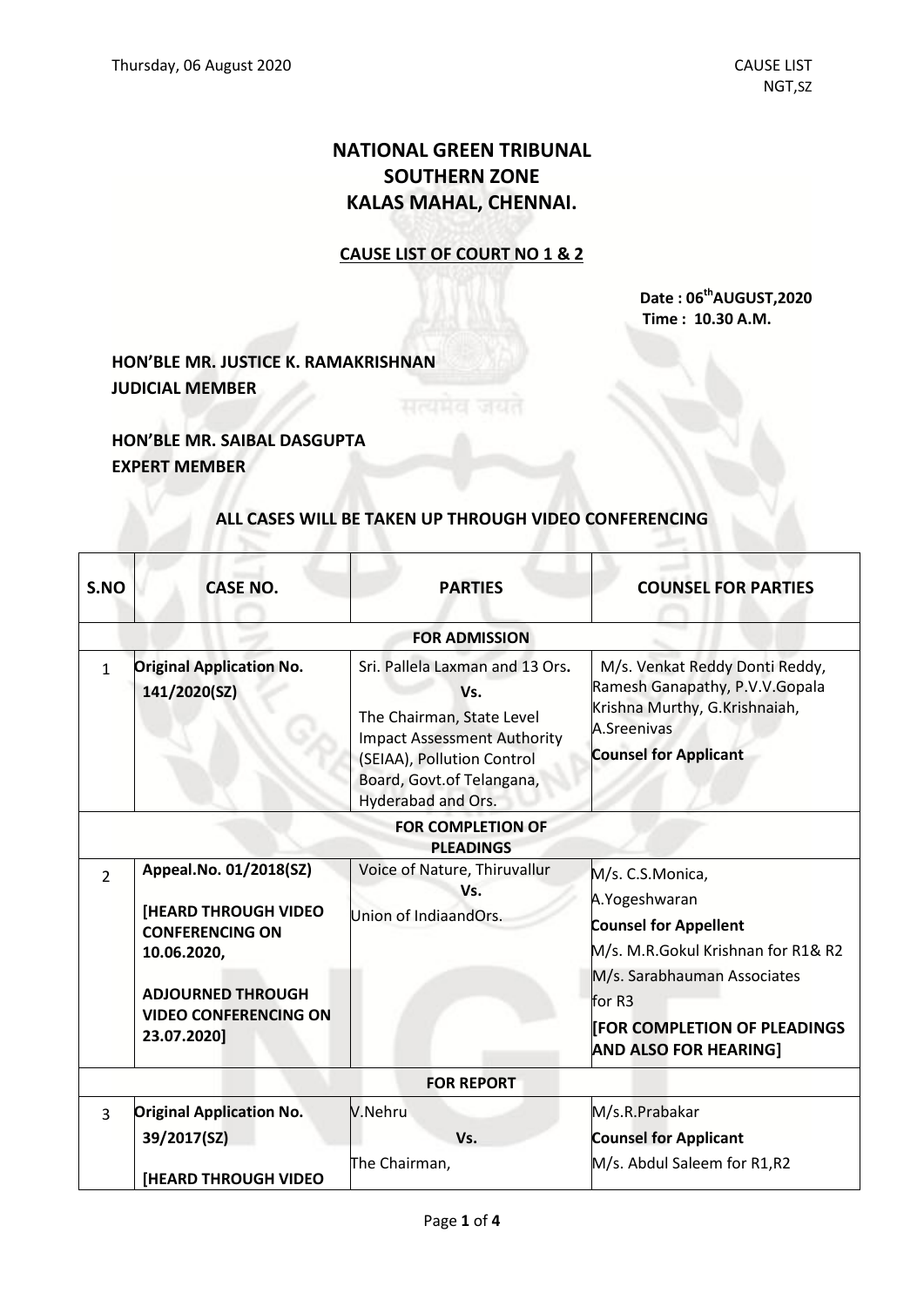Thursday, 06 August 2020 CAUSE LIST NGT,SZ

# NATIONAL GREEN TRIBUNAL
# SOUTHERN ZONE
# KALAS MAHAL, CHENNAI.

**CAUSE LIST OF COURT NO 1 & 2**

**Date : 06th AUGUST,2020**
**Time : 10.30 A.M.**

**HON'BLE MR. JUSTICE K. RAMAKRISHNAN**
**JUDICIAL MEMBER**

**HON'BLE MR. SAIBAL DASGUPTA**
**EXPERT MEMBER**

**ALL CASES WILL BE TAKEN UP THROUGH VIDEO CONFERENCING**

| S.NO | CASE NO. | PARTIES | COUNSEL FOR PARTIES |
|---|---|---|---|
| | | **FOR ADMISSION** | |
| 1 | **Original Application No. 141/2020(SZ)** | Sri. Pallela Laxman and 13 Ors. Vs. The Chairman, State Level Impact Assessment Authority (SEIAA), Pollution Control Board, Govt.of Telangana, Hyderabad and Ors. | M/s. Venkat Reddy Donti Reddy, Ramesh Ganapathy, P.V.V.Gopala Krishna Murthy, G.Krishnaiah, A.Sreenivas **Counsel for Applicant** |
| | | **FOR COMPLETION OF PLEADINGS** | |
| 2 | **Appeal.No. 01/2018(SZ)** **[HEARD THROUGH VIDEO CONFERENCING ON 10.06.2020, ADJOURNED THROUGH VIDEO CONFERENCING ON 23.07.2020]** | Voice of Nature, Thiruvallur Vs. Union of IndiaandOrs. | M/s. C.S.Monica, A.Yogeshwaran **Counsel for Appellent** M/s. M.R.Gokul Krishnan for R1& R2 M/s. Sarabhauman Associates for R3 **[FOR COMPLETION OF PLEADINGS AND ALSO FOR HEARING]** |
| | | **FOR REPORT** | |
| 3 | **Original Application No. 39/2017(SZ)** **[HEARD THROUGH VIDEO** | V.Nehru Vs. The Chairman, | M/s.R.Prabakar **Counsel for Applicant** M/s. Abdul Saleem for R1,R2 |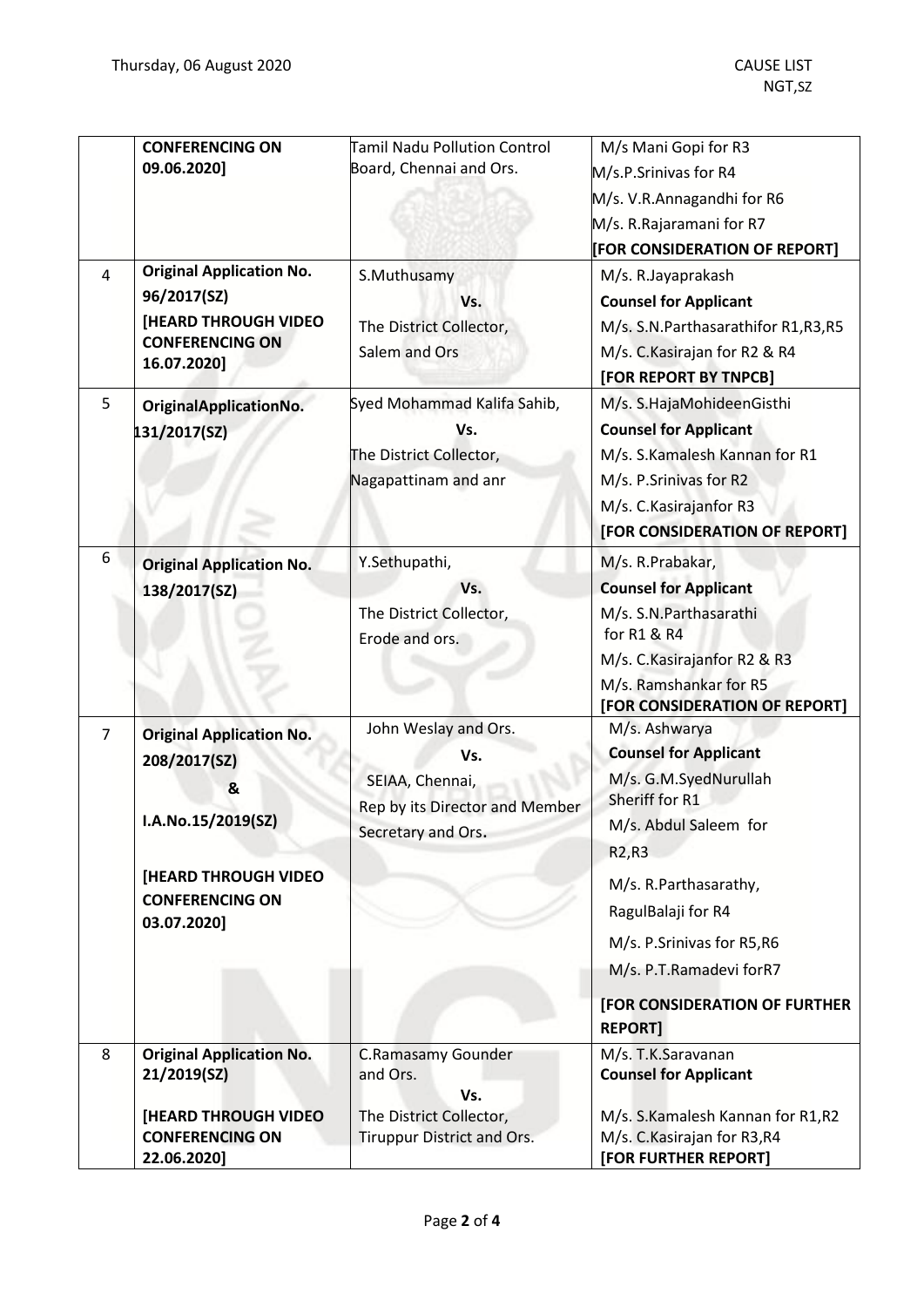| | | | |
|---|---|---|---|
| | **CONFERENCING ON 09.06.2020]** | Tamil Nadu Pollution Control Board, Chennai and Ors. | M/s Mani Gopi for R3<br>M/s.P.Srinivas for R4<br>M/s. V.R.Annagandhi for R6<br>M/s. R.Rajaramani for R7<br>**[FOR CONSIDERATION OF REPORT]** |
| 4 | **Original Application No. 96/2017(SZ)**<br>**[HEARD THROUGH VIDEO CONFERENCING ON 16.07.2020]** | S.Muthusamy<br>**Vs.**<br>The District Collector, Salem and Ors | M/s. R.Jayaprakash<br>**Counsel for Applicant**<br>M/s. S.N.Parthasarathifor R1,R3,R5<br>M/s. C.Kasirajan for R2 & R4<br>**[FOR REPORT BY TNPCB]** |
| 5 | **OriginalApplicationNo. 131/2017(SZ)** | Syed Mohammad Kalifa Sahib,<br>**Vs.**<br>The District Collector, Nagapattinam and anr | M/s. S.HajaMohideenGisthi<br>**Counsel for Applicant**<br>M/s. S.Kamalesh Kannan for R1<br>M/s. P.Srinivas for R2<br>M/s. C.Kasirajanfor R3<br>**[FOR CONSIDERATION OF REPORT]** |
| 6 | **Original Application No. 138/2017(SZ)** | Y.Sethupathi,<br>**Vs.**<br>The District Collector, Erode and ors. | M/s. R.Prabakar,<br>**Counsel for Applicant**<br>M/s. S.N.Parthasarathi for R1 & R4<br>M/s. C.Kasirajanfor R2 & R3<br>M/s. Ramshankar for R5<br>**[FOR CONSIDERATION OF REPORT]** |
| 7 | **Original Application No. 208/2017(SZ)**<br>**&**<br>**I.A.No.15/2019(SZ)**<br>**[HEARD THROUGH VIDEO CONFERENCING ON 03.07.2020]** | John Weslay and Ors.<br>**Vs.**<br>SEIAA, Chennai, Rep by its Director and Member Secretary and Ors. | M/s. Ashwarya<br>**Counsel for Applicant**<br>M/s. G.M.SyedNurullah Sheriff for R1<br>M/s. Abdul Saleem for R2,R3<br>M/s. R.Parthasarathy, RagulBalaji for R4<br>M/s. P.Srinivas for R5,R6<br>M/s. P.T.Ramadevi forR7<br>**[FOR CONSIDERATION OF FURTHER REPORT]** |
| 8 | **Original Application No. 21/2019(SZ)**<br>**[HEARD THROUGH VIDEO CONFERENCING ON 22.06.2020]** | C.Ramasamy Gounder and Ors.<br>**Vs.**<br>The District Collector, Tiruppur District and Ors. | M/s. T.K.Saravanan<br>**Counsel for Applicant**<br>M/s. S.Kamalesh Kannan for R1,R2<br>M/s. C.Kasirajan for R3,R4<br>**[FOR FURTHER REPORT]** |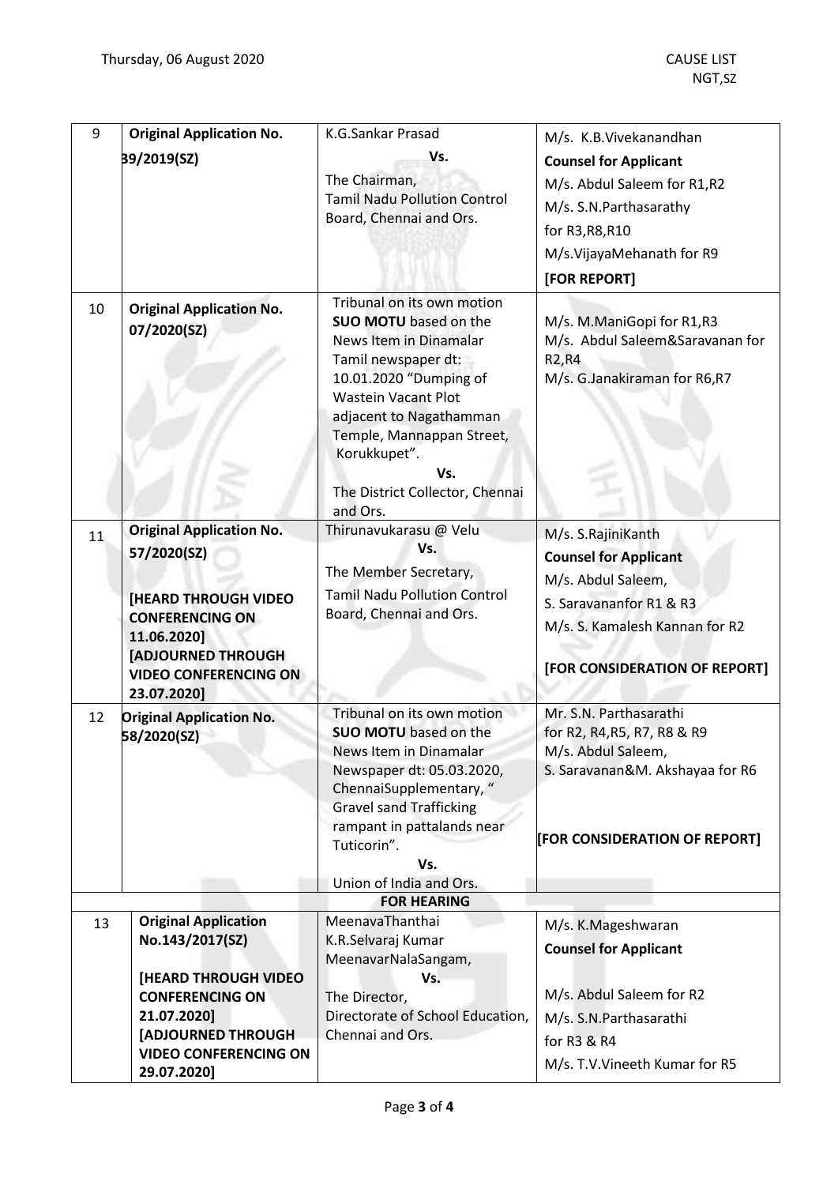| | | | |
|---|---|---|---|
| 9 | **Original Application No. 39/2019(SZ)** | K.G.Sankar Prasad<br>**Vs.**<br>The Chairman,<br>Tamil Nadu Pollution Control Board, Chennai and Ors. | M/s. K.B.Vivekanandhan<br>**Counsel for Applicant**<br>M/s. Abdul Saleem for R1,R2<br>M/s. S.N.Parthasarathy for R3,R8,R10<br>M/s.VijayaMehanath for R9<br>**[FOR REPORT]** |
| 10 | **Original Application No. 07/2020(SZ)** | Tribunal on its own motion **SUO MOTU** based on the News Item in Dinamalar Tamil newspaper dt: 10.01.2020 "Dumping of Wastein Vacant Plot adjacent to Nagathamman Temple, Mannappan Street, Korukkupet".<br>**Vs.**<br>The District Collector, Chennai and Ors. | M/s. M.ManiGopi for R1,R3<br>M/s. Abdul Saleem&Saravanan for R2,R4<br>M/s. G.Janakiraman for R6,R7 |
| 11 | **Original Application No. 57/2020(SZ)**<br><br>**[HEARD THROUGH VIDEO CONFERENCING ON 11.06.2020]**<br>**[ADJOURNED THROUGH VIDEO CONFERENCING ON 23.07.2020]** | Thirunavukarasu @ Velu<br>**Vs.**<br>The Member Secretary,<br>Tamil Nadu Pollution Control Board, Chennai and Ors. | M/s. S.RajiniKanth<br>**Counsel for Applicant**<br>M/s. Abdul Saleem,<br>S. Saravananfor R1 & R3<br>M/s. S. Kamalesh Kannan for R2<br><br>**[FOR CONSIDERATION OF REPORT]** |
| 12 | **Original Application No. 58/2020(SZ)** | Tribunal on its own motion **SUO MOTU** based on the News Item in Dinamalar Newspaper dt: 05.03.2020, ChennaiSupplementary, " Gravel sand Trafficking rampant in pattalands near Tuticorin".<br>**Vs.**<br>Union of India and Ors. | Mr. S.N. Parthasarathi for R2, R4,R5, R7, R8 & R9<br>M/s. Abdul Saleem,<br>S. Saravanan&M. Akshayaa for R6<br><br>**[FOR CONSIDERATION OF REPORT]** |
| | | **FOR HEARING** | |
| 13 | **Original Application No.143/2017(SZ)**<br><br>**[HEARD THROUGH VIDEO CONFERENCING ON 21.07.2020]**<br>**[ADJOURNED THROUGH VIDEO CONFERENCING ON 29.07.2020]** | MeenavaThanthai<br>K.R.Selvaraj Kumar<br>MeenavarNalaSangam,<br>**Vs.**<br>The Director,<br>Directorate of School Education, Chennai and Ors. | M/s. K.Mageshwaran<br>**Counsel for Applicant**<br><br>M/s. Abdul Saleem for R2<br>M/s. S.N.Parthasarathi for R3 & R4<br>M/s. T.V.Vineeth Kumar for R5 |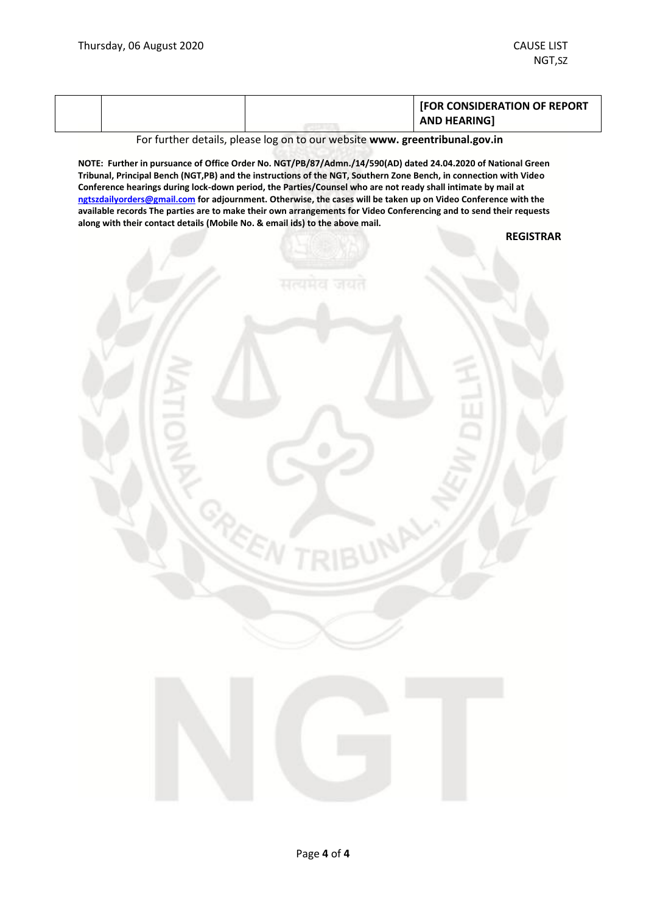| | | | |
|---|---|---|---|
| | | | **[FOR CONSIDERATION OF REPORT AND HEARING]** |

For further details, please log on to our website **www. greentribunal.gov.in**

**NOTE: Further in pursuance of Office Order No. NGT/PB/87/Admn./14/590(AD) dated 24.04.2020 of National Green Tribunal, Principal Bench (NGT,PB) and the instructions of the NGT, Southern Zone Bench, in connection with Video Conference hearings during lock-down period, the Parties/Counsel who are not ready shall intimate by mail at ngtszdailyorders@gmail.com for adjournment. Otherwise, the cases will be taken up on Video Conference with the available records The parties are to make their own arrangements for Video Conferencing and to send their requests along with their contact details (Mobile No. & email ids) to the above mail.**

**REGISTRAR**